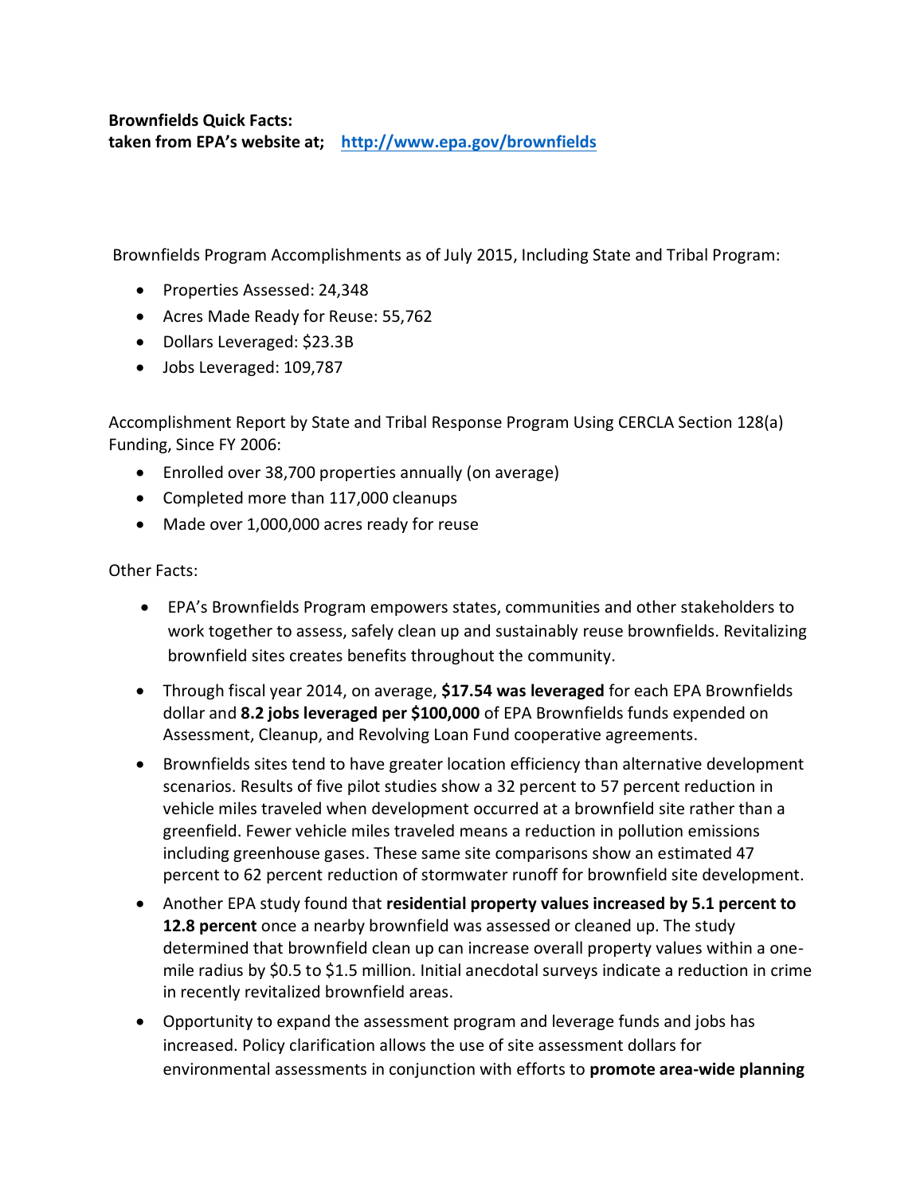**Brownfields Quick Facts:**
**taken from EPA's website at; [http://www.epa.gov/brownfields](http://www.epa.gov/brownfields)**

Brownfields Program Accomplishments as of July 2015, Including State and Tribal Program:

- Properties Assessed: 24,348
- Acres Made Ready for Reuse: 55,762
- Dollars Leveraged: $23.3B
- Jobs Leveraged: 109,787

Accomplishment Report by State and Tribal Response Program Using CERCLA Section 128(a) Funding, Since FY 2006:

- Enrolled over 38,700 properties annually (on average)
- Completed more than 117,000 cleanups
- Made over 1,000,000 acres ready for reuse

Other Facts:

- EPA's Brownfields Program empowers states, communities and other stakeholders to work together to assess, safely clean up and sustainably reuse brownfields. Revitalizing brownfield sites creates benefits throughout the community.
- Through fiscal year 2014, on average, **$17.54 was leveraged** for each EPA Brownfields dollar and **8.2 jobs leveraged per $100,000** of EPA Brownfields funds expended on Assessment, Cleanup, and Revolving Loan Fund cooperative agreements.
- Brownfields sites tend to have greater location efficiency than alternative development scenarios. Results of five pilot studies show a 32 percent to 57 percent reduction in vehicle miles traveled when development occurred at a brownfield site rather than a greenfield. Fewer vehicle miles traveled means a reduction in pollution emissions including greenhouse gases. These same site comparisons show an estimated 47 percent to 62 percent reduction of stormwater runoff for brownfield site development.
- Another EPA study found that **residential property values increased by 5.1 percent to 12.8 percent** once a nearby brownfield was assessed or cleaned up. The study determined that brownfield clean up can increase overall property values within a one-mile radius by $0.5 to $1.5 million. Initial anecdotal surveys indicate a reduction in crime in recently revitalized brownfield areas.
- Opportunity to expand the assessment program and leverage funds and jobs has increased. Policy clarification allows the use of site assessment dollars for environmental assessments in conjunction with efforts to **promote area-wide planning**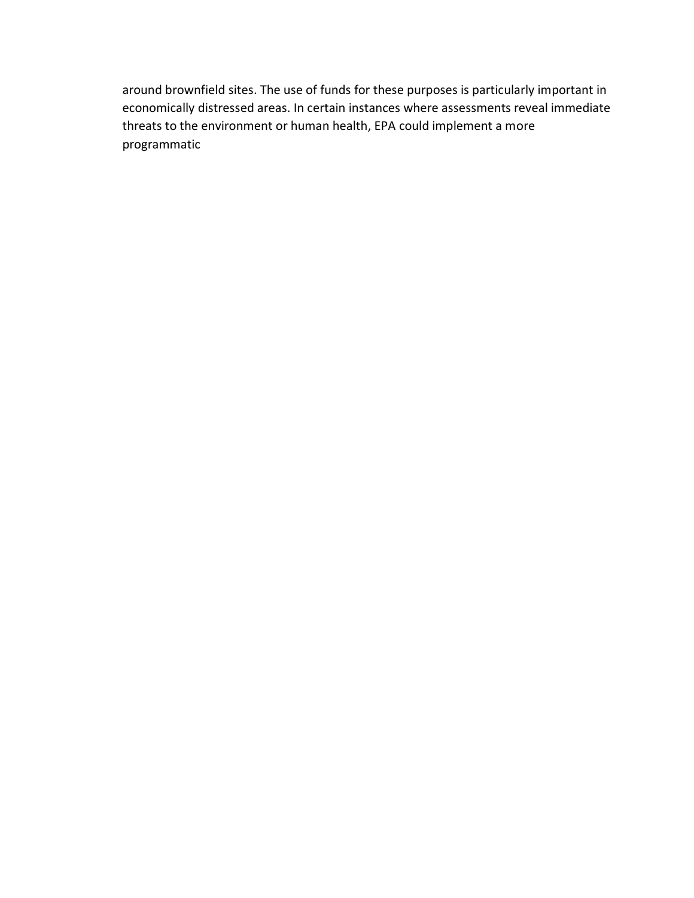around brownfield sites. The use of funds for these purposes is particularly important in economically distressed areas. In certain instances where assessments reveal immediate threats to the environment or human health, EPA could implement a more programmatic